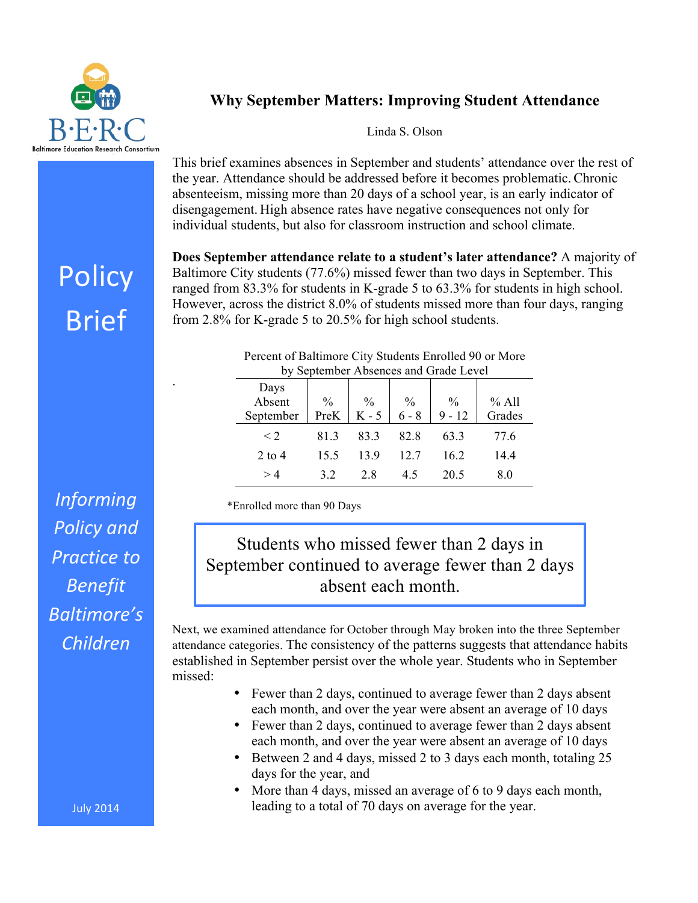Baltimore Education Research Consortium

# Why September Matters: Improving Student Attendance

Linda S. Olson

**Policy Brief**

*Informing Policy and Practice to Benefit Baltimore's Children*

July 2014

This brief examines absences in September and students' attendance over the rest of the year. Attendance should be addressed before it becomes problematic. Chronic absenteeism, missing more than 20 days of a school year, is an early indicator of disengagement. High absence rates have negative consequences not only for individual students, but also for classroom instruction and school climate.

**Does September attendance relate to a student's later attendance?** A majority of Baltimore City students (77.6%) missed fewer than two days in September. This ranged from 83.3% for students in K-grade 5 to 63.3% for students in high school. However, across the district 8.0% of students missed more than four days, ranging from 2.8% for K-grade 5 to 20.5% for high school students.

Percent of Baltimore City Students Enrolled 90 or More by September Absences and Grade Level

| Days Absent September | % PreK | % K - 5 | % 6 - 8 | % 9 - 12 | % All Grades |
|---|---|---|---|---|---|
| < 2 | 81.3 | 83.3 | 82.8 | 63.3 | 77.6 |
| 2 to 4 | 15.5 | 13.9 | 12.7 | 16.2 | 14.4 |
| > 4 | 3.2 | 2.8 | 4.5 | 20.5 | 8.0 |

*Enrolled more than 90 Days

> Students who missed fewer than 2 days in September continued to average fewer than 2 days absent each month.

Next, we examined attendance for October through May broken into the three September attendance categories. The consistency of the patterns suggests that attendance habits established in September persist over the whole year. Students who in September missed:

- Fewer than 2 days, continued to average fewer than 2 days absent each month, and over the year were absent an average of 10 days
- Fewer than 2 days, continued to average fewer than 2 days absent each month, and over the year were absent an average of 10 days
- Between 2 and 4 days, missed 2 to 3 days each month, totaling 25 days for the year, and
- More than 4 days, missed an average of 6 to 9 days each month, leading to a total of 70 days on average for the year.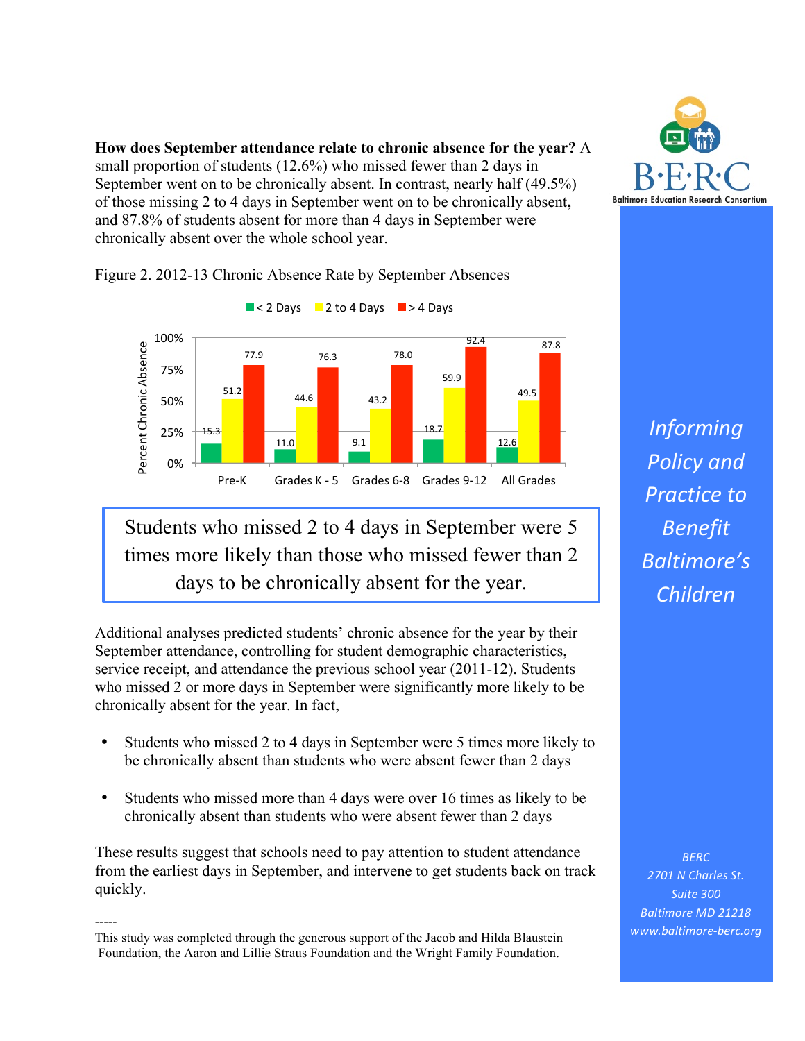**How does September attendance relate to chronic absence for the year?** A small proportion of students (12.6%) who missed fewer than 2 days in September went on to be chronically absent. In contrast, nearly half (49.5%) of those missing 2 to 4 days in September went on to be chronically absent**,** and 87.8% of students absent for more than 4 days in September were chronically absent over the whole school year.

Figure 2. 2012-13 Chronic Absence Rate by September Absences

< 2 Days
2 to 4 Days
> 4 Days

Percent Chronic Absence

100%
75%
50%
25%
0%

Pre-K: 15.3, 51.2, 77.9
Grades K - 5: 11.0, 44.6, 76.3
Grades 6-8: 9.1, 43.2, 78.0
Grades 9-12: 18.7, 59.9, 92.4
All Grades: 12.6, 49.5, 87.8

> Students who missed 2 to 4 days in September were 5 times more likely than those who missed fewer than 2 days to be chronically absent for the year.

Additional analyses predicted students' chronic absence for the year by their September attendance, controlling for student demographic characteristics, service receipt, and attendance the previous school year (2011-12). Students who missed 2 or more days in September were significantly more likely to be chronically absent for the year. In fact,

- Students who missed 2 to 4 days in September were 5 times more likely to be chronically absent than students who were absent fewer than 2 days
- Students who missed more than 4 days were over 16 times as likely to be chronically absent than students who were absent fewer than 2 days

These results suggest that schools need to pay attention to student attendance from the earliest days in September, and intervene to get students back on track quickly.

B·E·R·C
Baltimore Education Research Consortium

*Informing Policy and Practice to Benefit Baltimore's Children*

*BERC*
*2701 N Charles St.*
*Suite 300*
*Baltimore MD 21218*
*www.baltimore-berc.org*

-----

This study was completed through the generous support of the Jacob and Hilda Blaustein Foundation, the Aaron and Lillie Straus Foundation and the Wright Family Foundation.